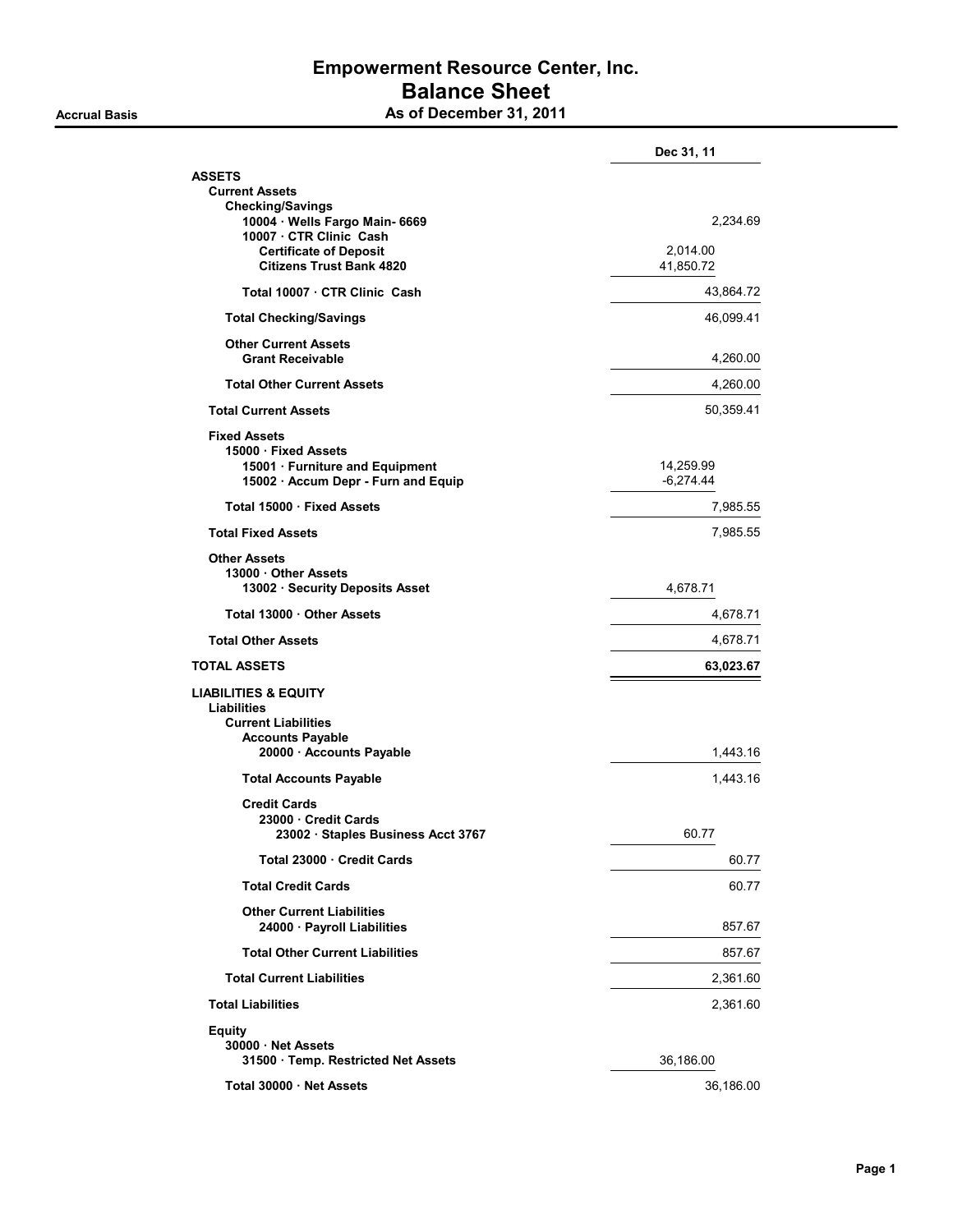# Empowerment Resource Center, Inc.
## Balance Sheet
### As of December 31, 2011

**Accrual Basis**

| | | Dec 31, 11 |
|---|---|---|
| **ASSETS** | | |
| **Current Assets** | | |
| **Checking/Savings** | | |
| **10004 · Wells Fargo Main- 6669** | | 2,234.69 |
| **10007 · CTR Clinic Cash** | | |
| **Certificate of Deposit** | 2,014.00 | |
| **Citizens Trust Bank 4820** | 41,850.72 | |
| **Total 10007 · CTR Clinic Cash** | | 43,864.72 |
| **Total Checking/Savings** | | 46,099.41 |
| **Other Current Assets** | | |
| **Grant Receivable** | | 4,260.00 |
| **Total Other Current Assets** | | 4,260.00 |
| **Total Current Assets** | | 50,359.41 |
| **Fixed Assets** | | |
| **15000 · Fixed Assets** | | |
| **15001 · Furniture and Equipment** | 14,259.99 | |
| **15002 · Accum Depr - Furn and Equip** | -6,274.44 | |
| **Total 15000 · Fixed Assets** | | 7,985.55 |
| **Total Fixed Assets** | | 7,985.55 |
| **Other Assets** | | |
| **13000 · Other Assets** | | |
| **13002 · Security Deposits Asset** | 4,678.71 | |
| **Total 13000 · Other Assets** | | 4,678.71 |
| **Total Other Assets** | | 4,678.71 |
| **TOTAL ASSETS** | | **63,023.67** |
| **LIABILITIES & EQUITY** | | |
| **Liabilities** | | |
| **Current Liabilities** | | |
| **Accounts Payable** | | |
| **20000 · Accounts Payable** | | 1,443.16 |
| **Total Accounts Payable** | | 1,443.16 |
| **Credit Cards** | | |
| **23000 · Credit Cards** | | |
| **23002 · Staples Business Acct 3767** | 60.77 | |
| **Total 23000 · Credit Cards** | | 60.77 |
| **Total Credit Cards** | | 60.77 |
| **Other Current Liabilities** | | |
| **24000 · Payroll Liabilities** | | 857.67 |
| **Total Other Current Liabilities** | | 857.67 |
| **Total Current Liabilities** | | 2,361.60 |
| **Total Liabilities** | | 2,361.60 |
| **Equity** | | |
| **30000 · Net Assets** | | |
| **31500 · Temp. Restricted Net Assets** | 36,186.00 | |
| **Total 30000 · Net Assets** | | 36,186.00 |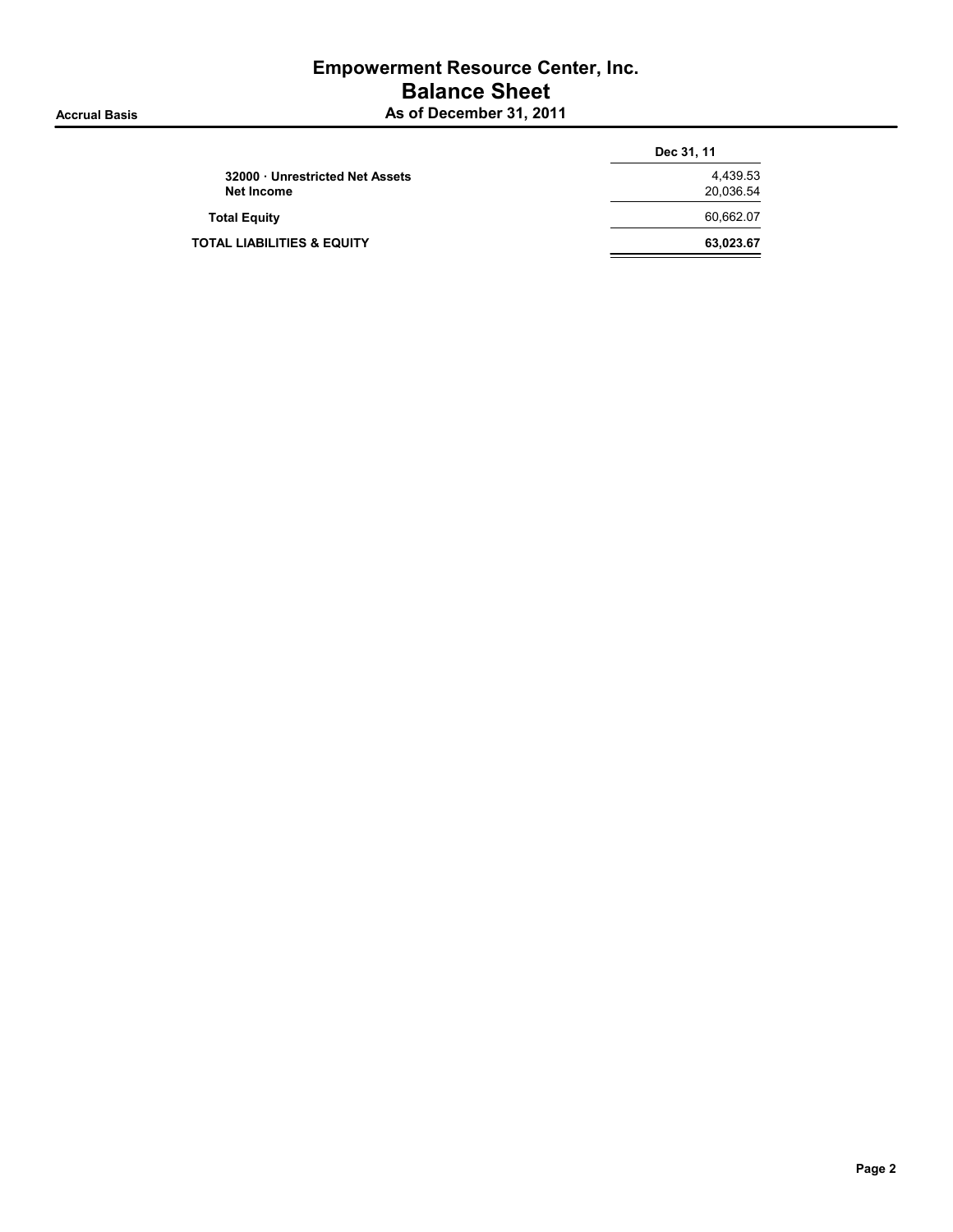# Empowerment Resource Center, Inc.

## Balance Sheet

**Accrual Basis** — **As of December 31, 2011**

| | Dec 31, 11 |
|---|---|
| **32000 · Unrestricted Net Assets** | 4,439.53 |
| **Net Income** | 20,036.54 |
| **Total Equity** | 60,662.07 |
| **TOTAL LIABILITIES & EQUITY** | **63,023.67** |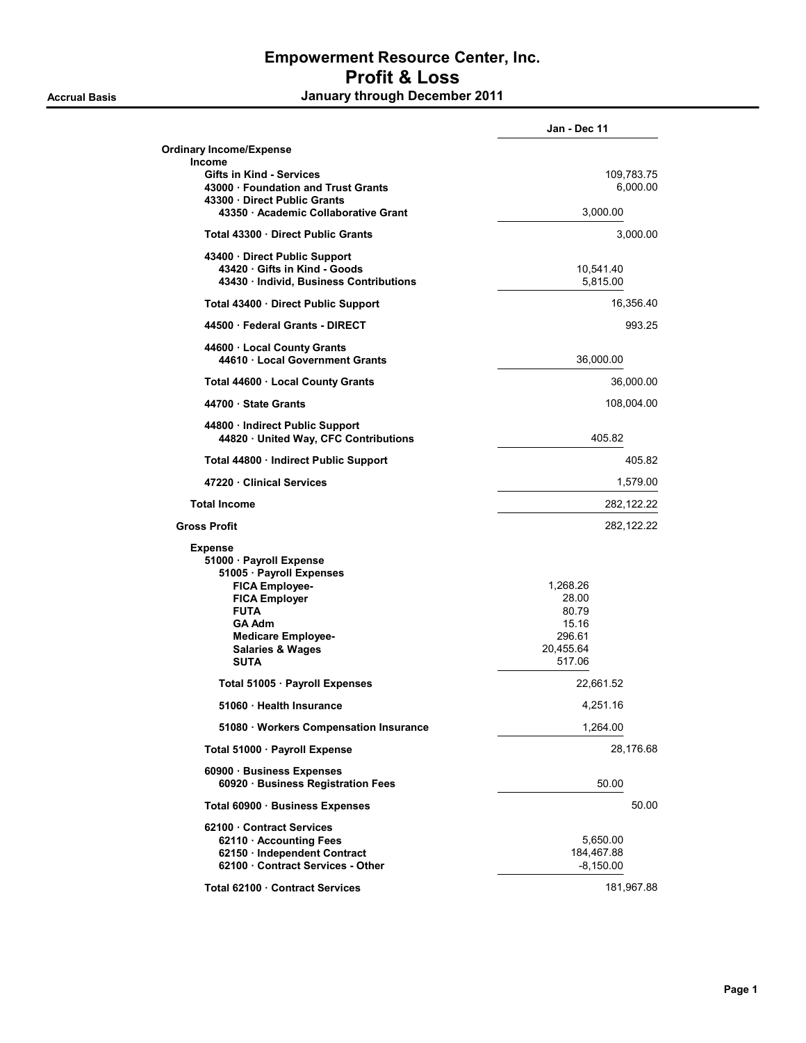# Empowerment Resource Center, Inc.
## Profit & Loss
### January through December 2011

**Accrual Basis**

| | | Jan - Dec 11 |
|---|---|---|
| **Ordinary Income/Expense** | | |
| **Income** | | |
| **Gifts in Kind - Services** | | 109,783.75 |
| **43000 · Foundation and Trust Grants** | | 6,000.00 |
| **43300 · Direct Public Grants** | | |
| **43350 · Academic Collaborative Grant** | 3,000.00 | |
| **Total 43300 · Direct Public Grants** | | 3,000.00 |
| **43400 · Direct Public Support** | | |
| **43420 · Gifts in Kind - Goods** | 10,541.40 | |
| **43430 · Individ, Business Contributions** | 5,815.00 | |
| **Total 43400 · Direct Public Support** | | 16,356.40 |
| **44500 · Federal Grants - DIRECT** | | 993.25 |
| **44600 · Local County Grants** | | |
| **44610 · Local Government Grants** | 36,000.00 | |
| **Total 44600 · Local County Grants** | | 36,000.00 |
| **44700 · State Grants** | | 108,004.00 |
| **44800 · Indirect Public Support** | | |
| **44820 · United Way, CFC Contributions** | 405.82 | |
| **Total 44800 · Indirect Public Support** | | 405.82 |
| **47220 · Clinical Services** | | 1,579.00 |
| **Total Income** | | 282,122.22 |
| **Gross Profit** | | 282,122.22 |
| **Expense** | | |
| **51000 · Payroll Expense** | | |
| **51005 · Payroll Expenses** | | |
| **FICA Employee-** | 1,268.26 | |
| **FICA Employer** | 28.00 | |
| **FUTA** | 80.79 | |
| **GA Adm** | 15.16 | |
| **Medicare Employee-** | 296.61 | |
| **Salaries & Wages** | 20,455.64 | |
| **SUTA** | 517.06 | |
| **Total 51005 · Payroll Expenses** | 22,661.52 | |
| **51060 · Health Insurance** | 4,251.16 | |
| **51080 · Workers Compensation Insurance** | 1,264.00 | |
| **Total 51000 · Payroll Expense** | | 28,176.68 |
| **60900 · Business Expenses** | | |
| **60920 · Business Registration Fees** | 50.00 | |
| **Total 60900 · Business Expenses** | | 50.00 |
| **62100 · Contract Services** | | |
| **62110 · Accounting Fees** | 5,650.00 | |
| **62150 · Independent Contract** | 184,467.88 | |
| **62100 · Contract Services - Other** | -8,150.00 | |
| **Total 62100 · Contract Services** | | 181,967.88 |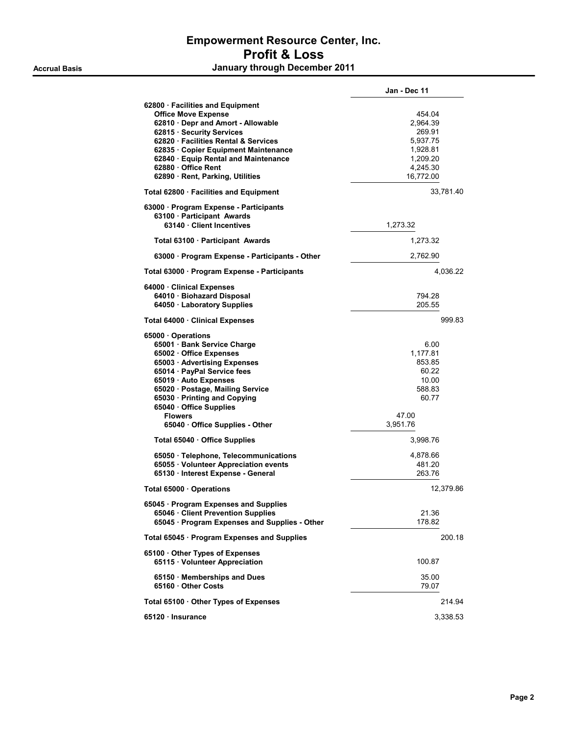# Empowerment Resource Center, Inc.
## Profit & Loss
### January through December 2011

**Accrual Basis**

| | Jan - Dec 11 | |
|---|---|---|
| **62800 · Facilities and Equipment** | | |
| **Office Move Expense** | 454.04 | |
| **62810 · Depr and Amort - Allowable** | 2,964.39 | |
| **62815 · Security Services** | 269.91 | |
| **62820 · Facilities Rental & Services** | 5,937.75 | |
| **62835 · Copier Equipment Maintenance** | 1,928.81 | |
| **62840 · Equip Rental and Maintenance** | 1,209.20 | |
| **62880 · Office Rent** | 4,245.30 | |
| **62890 · Rent, Parking, Utilities** | 16,772.00 | |
| **Total 62800 · Facilities and Equipment** | | 33,781.40 |
| **63000 · Program Expense - Participants** | | |
| **63100 · Participant Awards** | | |
| **63140 · Client Incentives** | 1,273.32 | |
| **Total 63100 · Participant Awards** | 1,273.32 | |
| **63000 · Program Expense - Participants - Other** | 2,762.90 | |
| **Total 63000 · Program Expense - Participants** | | 4,036.22 |
| **64000 · Clinical Expenses** | | |
| **64010 · Biohazard Disposal** | 794.28 | |
| **64050 · Laboratory Supplies** | 205.55 | |
| **Total 64000 · Clinical Expenses** | | 999.83 |
| **65000 · Operations** | | |
| **65001 · Bank Service Charge** | 6.00 | |
| **65002 · Office Expenses** | 1,177.81 | |
| **65003 · Advertising Expenses** | 853.85 | |
| **65014 · PayPal Service fees** | 60.22 | |
| **65019 · Auto Expenses** | 10.00 | |
| **65020 · Postage, Mailing Service** | 588.83 | |
| **65030 · Printing and Copying** | 60.77 | |
| **65040 · Office Supplies** | | |
| **Flowers** | 47.00 | |
| **65040 · Office Supplies - Other** | 3,951.76 | |
| **Total 65040 · Office Supplies** | 3,998.76 | |
| **65050 · Telephone, Telecommunications** | 4,878.66 | |
| **65055 · Volunteer Appreciation events** | 481.20 | |
| **65130 · Interest Expense - General** | 263.76 | |
| **Total 65000 · Operations** | | 12,379.86 |
| **65045 · Program Expenses and Supplies** | | |
| **65046 · Client Prevention Supplies** | 21.36 | |
| **65045 · Program Expenses and Supplies - Other** | 178.82 | |
| **Total 65045 · Program Expenses and Supplies** | | 200.18 |
| **65100 · Other Types of Expenses** | | |
| **65115 · Volunteer Appreciation** | 100.87 | |
| **65150 · Memberships and Dues** | 35.00 | |
| **65160 · Other Costs** | 79.07 | |
| **Total 65100 · Other Types of Expenses** | | 214.94 |
| **65120 · Insurance** | | 3,338.53 |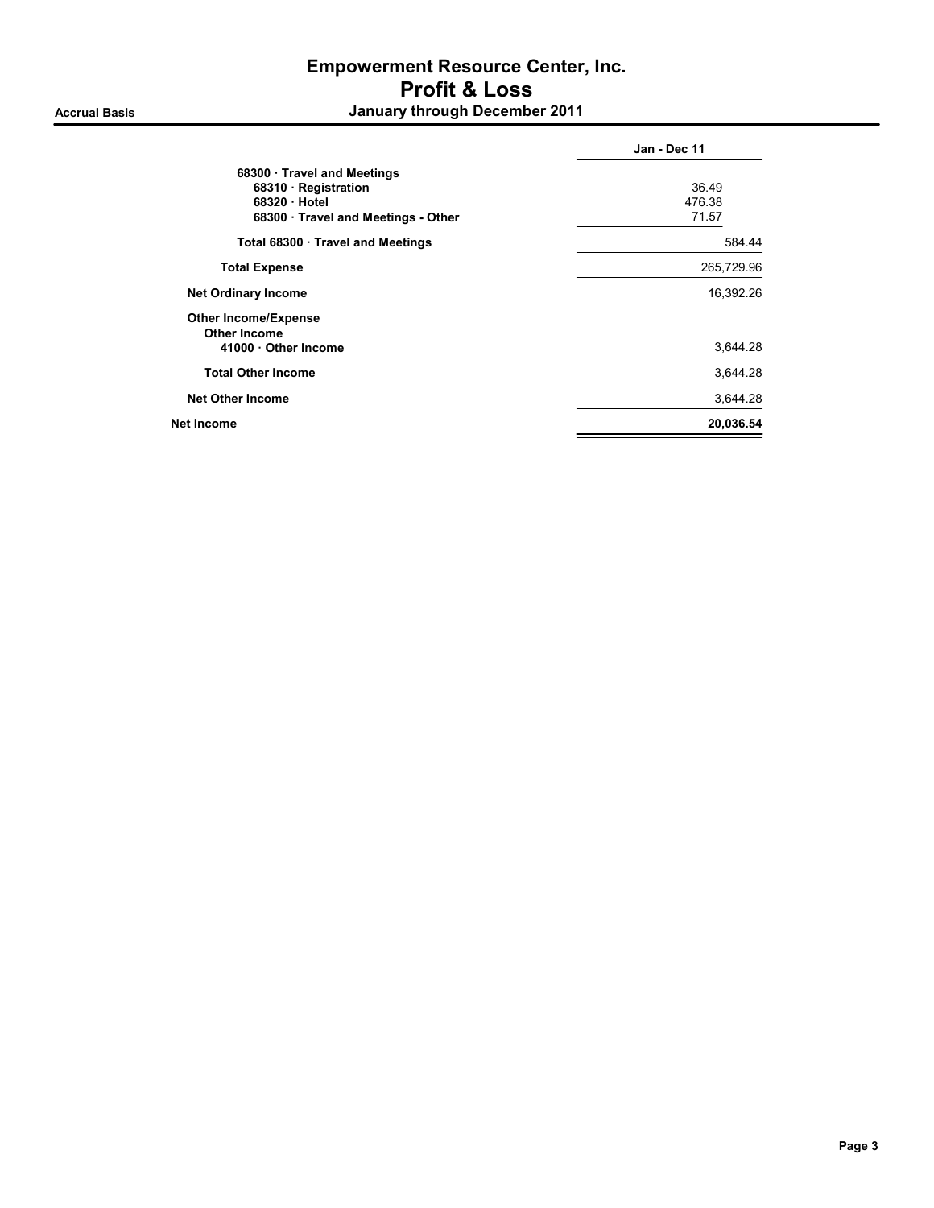# Empowerment Resource Center, Inc.
## Profit & Loss
### January through December 2011

**Accrual Basis**

| | Jan - Dec 11 |
|---|---|
| 68300 · Travel and Meetings | |
| 68310 · Registration | 36.49 |
| 68320 · Hotel | 476.38 |
| 68300 · Travel and Meetings - Other | 71.57 |
| **Total 68300 · Travel and Meetings** | 584.44 |
| **Total Expense** | 265,729.96 |
| **Net Ordinary Income** | 16,392.26 |
| **Other Income/Expense** | |
| **Other Income** | |
| 41000 · Other Income | 3,644.28 |
| **Total Other Income** | 3,644.28 |
| **Net Other Income** | 3,644.28 |
| **Net Income** | **20,036.54** |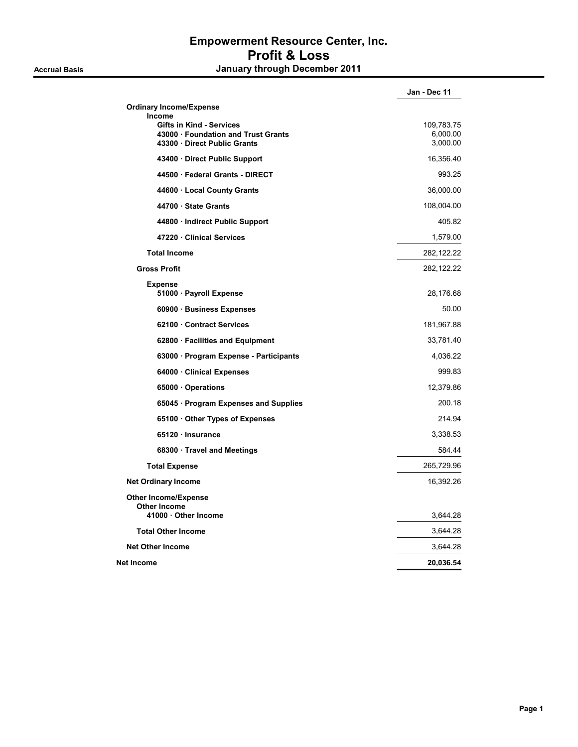# Empowerment Resource Center, Inc.
## Profit & Loss
### January through December 2011

**Accrual Basis**

| | Jan - Dec 11 |
|---|---|
| **Ordinary Income/Expense** | |
| **Income** | |
| **Gifts in Kind - Services** | 109,783.75 |
| **43000 · Foundation and Trust Grants** | 6,000.00 |
| **43300 · Direct Public Grants** | 3,000.00 |
| **43400 · Direct Public Support** | 16,356.40 |
| **44500 · Federal Grants - DIRECT** | 993.25 |
| **44600 · Local County Grants** | 36,000.00 |
| **44700 · State Grants** | 108,004.00 |
| **44800 · Indirect Public Support** | 405.82 |
| **47220 · Clinical Services** | 1,579.00 |
| **Total Income** | 282,122.22 |
| **Gross Profit** | 282,122.22 |
| **Expense** | |
| **51000 · Payroll Expense** | 28,176.68 |
| **60900 · Business Expenses** | 50.00 |
| **62100 · Contract Services** | 181,967.88 |
| **62800 · Facilities and Equipment** | 33,781.40 |
| **63000 · Program Expense - Participants** | 4,036.22 |
| **64000 · Clinical Expenses** | 999.83 |
| **65000 · Operations** | 12,379.86 |
| **65045 · Program Expenses and Supplies** | 200.18 |
| **65100 · Other Types of Expenses** | 214.94 |
| **65120 · Insurance** | 3,338.53 |
| **68300 · Travel and Meetings** | 584.44 |
| **Total Expense** | 265,729.96 |
| **Net Ordinary Income** | 16,392.26 |
| **Other Income/Expense** | |
| **Other Income** | |
| **41000 · Other Income** | 3,644.28 |
| **Total Other Income** | 3,644.28 |
| **Net Other Income** | 3,644.28 |
| **Net Income** | **20,036.54** |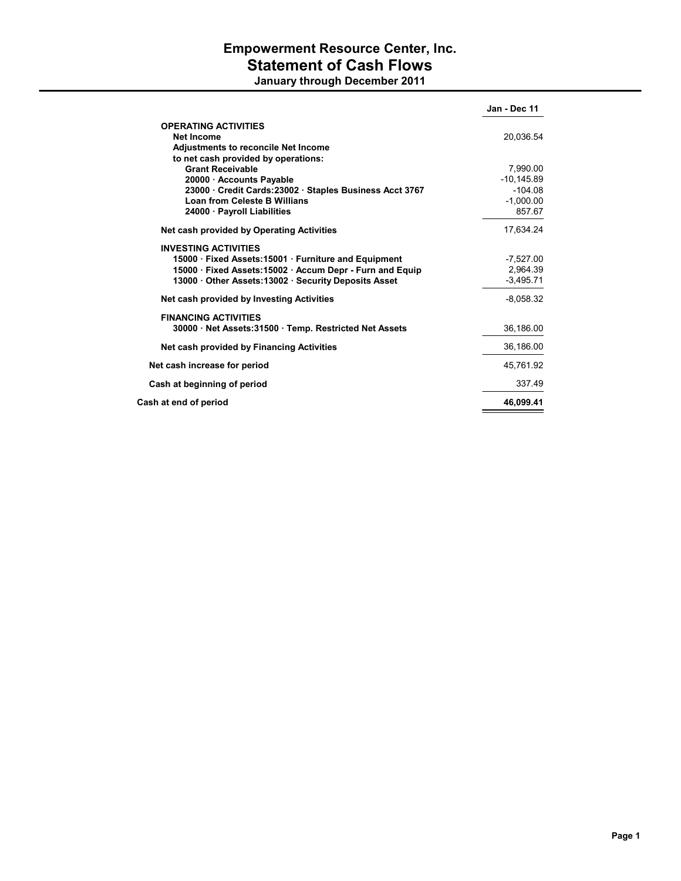# Empowerment Resource Center, Inc.
## Statement of Cash Flows
### January through December 2011

| | Jan - Dec 11 |
|---|---|
| **OPERATING ACTIVITIES** | |
| **Net Income** | 20,036.54 |
| **Adjustments to reconcile Net Income** | |
| **to net cash provided by operations:** | |
| **Grant Receivable** | 7,990.00 |
| **20000 · Accounts Payable** | -10,145.89 |
| **23000 · Credit Cards:23002 · Staples Business Acct 3767** | -104.08 |
| **Loan from Celeste B Willians** | -1,000.00 |
| **24000 · Payroll Liabilities** | 857.67 |
| **Net cash provided by Operating Activities** | 17,634.24 |
| **INVESTING ACTIVITIES** | |
| **15000 · Fixed Assets:15001 · Furniture and Equipment** | -7,527.00 |
| **15000 · Fixed Assets:15002 · Accum Depr - Furn and Equip** | 2,964.39 |
| **13000 · Other Assets:13002 · Security Deposits Asset** | -3,495.71 |
| **Net cash provided by Investing Activities** | -8,058.32 |
| **FINANCING ACTIVITIES** | |
| **30000 · Net Assets:31500 · Temp. Restricted Net Assets** | 36,186.00 |
| **Net cash provided by Financing Activities** | 36,186.00 |
| **Net cash increase for period** | 45,761.92 |
| **Cash at beginning of period** | 337.49 |
| **Cash at end of period** | **46,099.41** |